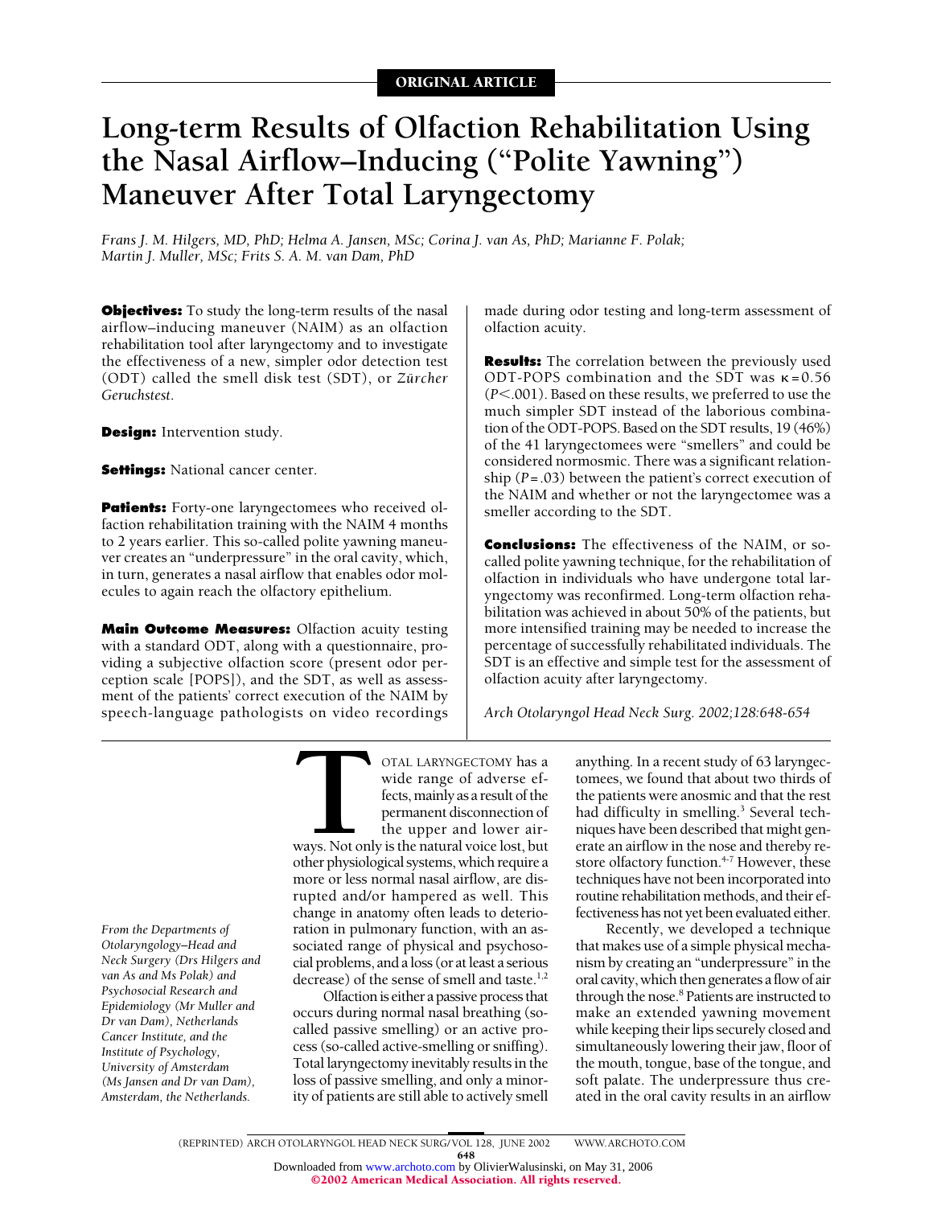ORIGINAL ARTICLE

# Long-term Results of Olfaction Rehabilitation Using the Nasal Airflow–Inducing ("Polite Yawning") Maneuver After Total Laryngectomy

*Frans J. M. Hilgers, MD, PhD; Helma A. Jansen, MSc; Corina J. van As, PhD; Marianne F. Polak; Martin J. Muller, MSc; Frits S. A. M. van Dam, PhD*

**Objectives:** To study the long-term results of the nasal airflow–inducing maneuver (NAIM) as an olfaction rehabilitation tool after laryngectomy and to investigate the effectiveness of a new, simpler odor detection test (ODT) called the smell disk test (SDT), or *Zürcher Geruchstest.*

**Design:** Intervention study.

**Settings:** National cancer center.

**Patients:** Forty-one laryngectomees who received olfaction rehabilitation training with the NAIM 4 months to 2 years earlier. This so-called polite yawning maneuver creates an "underpressure" in the oral cavity, which, in turn, generates a nasal airflow that enables odor molecules to again reach the olfactory epithelium.

**Main Outcome Measures:** Olfaction acuity testing with a standard ODT, along with a questionnaire, providing a subjective olfaction score (present odor perception scale [POPS]), and the SDT, as well as assessment of the patients' correct execution of the NAIM by speech-language pathologists on video recordings made during odor testing and long-term assessment of olfaction acuity.

**Results:** The correlation between the previously used ODT-POPS combination and the SDT was $\kappa = 0.56$ ($P < .001$). Based on these results, we preferred to use the much simpler SDT instead of the laborious combination of the ODT-POPS. Based on the SDT results, 19 (46%) of the 41 laryngectomees were "smellers" and could be considered normosmic. There was a significant relationship ($P = .03$) between the patient's correct execution of the NAIM and whether or not the laryngectomee was a smeller according to the SDT.

**Conclusions:** The effectiveness of the NAIM, or so-called polite yawning technique, for the rehabilitation of olfaction in individuals who have undergone total laryngectomy was reconfirmed. Long-term olfaction rehabilitation was achieved in about 50% of the patients, but more intensified training may be needed to increase the percentage of successfully rehabilitated individuals. The SDT is an effective and simple test for the assessment of olfaction acuity after laryngectomy.

*Arch Otolaryngol Head Neck Surg. 2002;128:648-654*

*From the Departments of Otolaryngology–Head and Neck Surgery (Drs Hilgers and van As and Ms Polak) and Psychosocial Research and Epidemiology (Mr Muller and Dr van Dam), Netherlands Cancer Institute, and the Institute of Psychology, University of Amsterdam (Ms Jansen and Dr van Dam), Amsterdam, the Netherlands.*

TOTAL LARYNGECTOMY has a wide range of adverse effects, mainly as a result of the permanent disconnection of the upper and lower airways. Not only is the natural voice lost, but other physiological systems, which require a more or less normal nasal airflow, are disrupted and/or hampered as well. This change in anatomy often leads to deterioration in pulmonary function, with an associated range of physical and psychosocial problems, and a loss (or at least a serious decrease) of the sense of smell and taste.[1,2]

Olfaction is either a passive process that occurs during normal nasal breathing (so-called passive smelling) or an active process (so-called active-smelling or sniffing). Total laryngectomy inevitably results in the loss of passive smelling, and only a minority of patients are still able to actively smell anything. In a recent study of 63 laryngectomees, we found that about two thirds of the patients were anosmic and that the rest had difficulty in smelling.[3] Several techniques have been described that might generate an airflow in the nose and thereby restore olfactory function.[4-7] However, these techniques have not been incorporated into routine rehabilitation methods, and their effectiveness has not yet been evaluated either.

Recently, we developed a technique that makes use of a simple physical mechanism by creating an "underpressure" in the oral cavity, which then generates a flow of air through the nose.[8] Patients are instructed to make an extended yawning movement while keeping their lips securely closed and simultaneously lowering their jaw, floor of the mouth, tongue, base of the tongue, and soft palate. The underpressure thus created in the oral cavity results in an airflow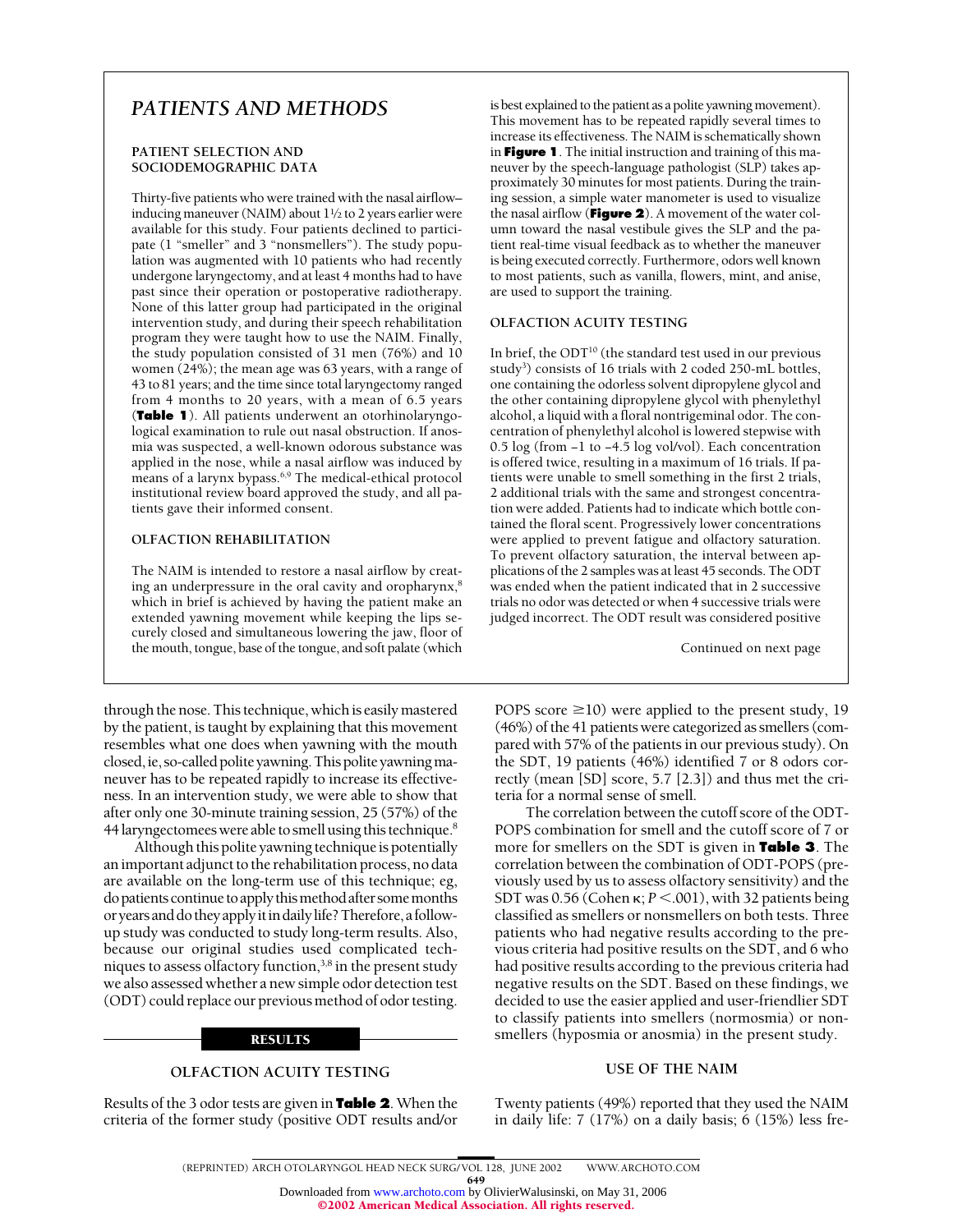through the nose. This technique, which is easily mastered by the patient, is taught by explaining that this movement resembles what one does when yawning with the mouth closed, ie, so-called polite yawning. This polite yawning maneuver has to be repeated rapidly to increase its effectiveness. In an intervention study, we were able to show that after only one 30-minute training session, 25 (57%) of the 44 laryngectomees were able to smell using this technique.[8]

Although this polite yawning technique is potentially an important adjunct to the rehabilitation process, no data are available on the long-term use of this technique; eg, do patients continue to apply this method after some months or years and do they apply it in daily life? Therefore, a follow-up study was conducted to study long-term results. Also, because our original studies used complicated techniques to assess olfactory function,[3,8] in the present study we also assessed whether a new simple odor detection test (ODT) could replace our previous method of odor testing.

## PATIENTS AND METHODS

### PATIENT SELECTION AND SOCIODEMOGRAPHIC DATA

Thirty-five patients who were trained with the nasal airflow–inducing maneuver (NAIM) about 1½ to 2 years earlier were available for this study. Four patients declined to participate (1 "smeller" and 3 "nonsmellers"). The study population was augmented with 10 patients who had recently undergone laryngectomy, and at least 4 months had to have past since their operation or postoperative radiotherapy. None of this latter group had participated in the original intervention study, and during their speech rehabilitation program they were taught how to use the NAIM. Finally, the study population consisted of 31 men (76%) and 10 women (24%); the mean age was 63 years, with a range of 43 to 81 years; and the time since total laryngectomy ranged from 4 months to 20 years, with a mean of 6.5 years (**Table 1**). All patients underwent an otorhinolaryngological examination to rule out nasal obstruction. If anosmia was suspected, a well-known odorous substance was applied in the nose, while a nasal airflow was induced by means of a larynx bypass.[6,9] The medical-ethical protocol institutional review board approved the study, and all patients gave their informed consent.

### OLFACTION REHABILITATION

The NAIM is intended to restore a nasal airflow by creating an underpressure in the oral cavity and oropharynx,[8] which in brief is achieved by having the patient make an extended yawning movement while keeping the lips securely closed and simultaneous lowering the jaw, floor of the mouth, tongue, base of the tongue, and soft palate (which is best explained to the patient as a polite yawning movement). This movement has to be repeated rapidly several times to increase its effectiveness. The NAIM is schematically shown in **Figure 1**. The initial instruction and training of this maneuver by the speech-language pathologist (SLP) takes approximately 30 minutes for most patients. During the training session, a simple water manometer is used to visualize the nasal airflow (**Figure 2**). A movement of the water column toward the nasal vestibule gives the SLP and the patient real-time visual feedback as to whether the maneuver is being executed correctly. Furthermore, odors well known to most patients, such as vanilla, flowers, mint, and anise, are used to support the training.

### OLFACTION ACUITY TESTING

In brief, the ODT[10] (the standard test used in our previous study[3]) consists of 16 trials with 2 coded 250-mL bottles, one containing the odorless solvent dipropylene glycol and the other containing dipropylene glycol with phenylethyl alcohol, a liquid with a floral nontrigeminal odor. The concentration of phenylethyl alcohol is lowered stepwise with 0.5 log (from −1 to −4.5 log vol/vol). Each concentration is offered twice, resulting in a maximum of 16 trials. If patients were unable to smell something in the first 2 trials, 2 additional trials with the same and strongest concentration were added. Patients had to indicate which bottle contained the floral scent. Progressively lower concentrations were applied to prevent fatigue and olfactory saturation. To prevent olfactory saturation, the interval between applications of the 2 samples was at least 45 seconds. The ODT was ended when the patient indicated that in 2 successive trials no odor was detected or when 4 successive trials were judged incorrect. The ODT result was considered positive

Continued on next page

## RESULTS

### OLFACTION ACUITY TESTING

Results of the 3 odor tests are given in **Table 2**. When the criteria of the former study (positive ODT results and/or POPS score ≥10) were applied to the present study, 19 (46%) of the 41 patients were categorized as smellers (compared with 57% of the patients in our previous study). On the SDT, 19 patients (46%) identified 7 or 8 odors correctly (mean [SD] score, 5.7 [2.3]) and thus met the criteria for a normal sense of smell.

The correlation between the cutoff score of the ODT-POPS combination for smell and the cutoff score of 7 or more for smellers on the SDT is given in **Table 3**. The correlation between the combination of ODT-POPS (previously used by us to assess olfactory sensitivity) and the SDT was 0.56 (Cohen κ; $P < .001$), with 32 patients being classified as smellers or nonsmellers on both tests. Three patients who had negative results according to the previous criteria had positive results on the SDT, and 6 who had positive results according to the previous criteria had negative results on the SDT. Based on these findings, we decided to use the easier applied and user-friendlier SDT to classify patients into smellers (normosmia) or nonsmellers (hyposmia or anosmia) in the present study.

### USE OF THE NAIM

Twenty patients (49%) reported that they used the NAIM in daily life: 7 (17%) on a daily basis; 6 (15%) less fre-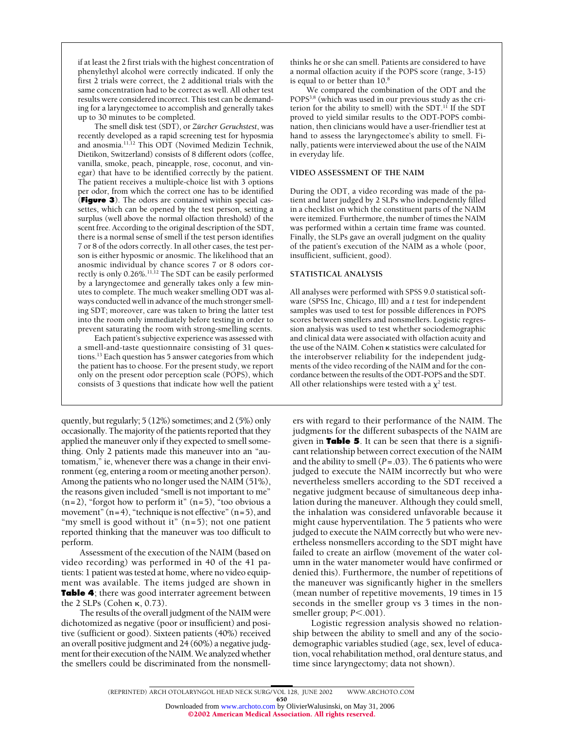if at least the 2 first trials with the highest concentration of phenylethyl alcohol were correctly indicated. If only the first 2 trials were correct, the 2 additional trials with the same concentration had to be correct as well. All other test results were considered incorrect. This test can be demanding for a laryngectomee to accomplish and generally takes up to 30 minutes to be completed.

The smell disk test (SDT), or *Zürcher Geruchstest*, was recently developed as a rapid screening test for hyposmia and anosmia.[11,12] This ODT (Novimed Medizin Technik, Dietikon, Switzerland) consists of 8 different odors (coffee, vanilla, smoke, peach, pineapple, rose, coconut, and vinegar) that have to be identified correctly by the patient. The patient receives a multiple-choice list with 3 options per odor, from which the correct one has to be identified (**Figure 3**). The odors are contained within special cassettes, which can be opened by the test person, setting a surplus (well above the normal olfaction threshold) of the scent free. According to the original description of the SDT, there is a normal sense of smell if the test person identifies 7 or 8 of the odors correctly. In all other cases, the test person is either hyposmic or anosmic. The likelihood that an anosmic individual by chance scores 7 or 8 odors correctly is only 0.26%.[11,12] The SDT can be easily performed by a laryngectomee and generally takes only a few minutes to complete. The much weaker smelling ODT was always conducted well in advance of the much stronger smelling SDT; moreover, care was taken to bring the latter test into the room only immediately before testing in order to prevent saturating the room with strong-smelling scents.

Each patient's subjective experience was assessed with a smell-and-taste questionnaire consisting of 31 questions.[13] Each question has 5 answer categories from which the patient has to choose. For the present study, we report only on the present odor perception scale (POPS), which consists of 3 questions that indicate how well the patient thinks he or she can smell. Patients are considered to have a normal olfaction acuity if the POPS score (range, 3-15) is equal to or better than 10.[8]

We compared the combination of the ODT and the POPS[3,8] (which was used in our previous study as the criterion for the ability to smell) with the SDT.[11] If the SDT proved to yield similar results to the ODT-POPS combination, then clinicians would have a user-friendlier test at hand to assess the laryngectomee's ability to smell. Finally, patients were interviewed about the use of the NAIM in everyday life.

### VIDEO ASSESSMENT OF THE NAIM

During the ODT, a video recording was made of the patient and later judged by 2 SLPs who independently filled in a checklist on which the constituent parts of the NAIM were itemized. Furthermore, the number of times the NAIM was performed within a certain time frame was counted. Finally, the SLPs gave an overall judgment on the quality of the patient's execution of the NAIM as a whole (poor, insufficient, sufficient, good).

### STATISTICAL ANALYSIS

All analyses were performed with SPSS 9.0 statistical software (SPSS Inc, Chicago, Ill) and a *t* test for independent samples was used to test for possible differences in POPS scores between smellers and nonsmellers. Logistic regression analysis was used to test whether sociodemographic and clinical data were associated with olfaction acuity and the use of the NAIM. Cohen κ statistics were calculated for the interobserver reliability for the independent judgments of the video recording of the NAIM and for the concordance between the results of the ODT-POPS and the SDT. All other relationships were tested with a $\chi^2$ test.

quently, but regularly; 5 (12%) sometimes; and 2 (5%) only occasionally. The majority of the patients reported that they applied the maneuver only if they expected to smell something. Only 2 patients made this maneuver into an "automatism," ie, whenever there was a change in their environment (eg, entering a room or meeting another person). Among the patients who no longer used the NAIM (51%), the reasons given included "smell is not important to me" (n=2), "forgot how to perform it" (n=5), "too obvious a movement" (n=4), "technique is not effective" (n=5), and "my smell is good without it" (n=5); not one patient reported thinking that the maneuver was too difficult to perform.

Assessment of the execution of the NAIM (based on video recording) was performed in 40 of the 41 patients: 1 patient was tested at home, where no video equipment was available. The items judged are shown in **Table 4**; there was good interrater agreement between the 2 SLPs (Cohen κ, 0.73).

The results of the overall judgment of the NAIM were dichotomized as negative (poor or insufficient) and positive (sufficient or good). Sixteen patients (40%) received an overall positive judgment and 24 (60%) a negative judgment for their execution of the NAIM. We analyzed whether the smellers could be discriminated from the nonsmellers with regard to their performance of the NAIM. The judgments for the different subaspects of the NAIM are given in **Table 5**. It can be seen that there is a significant relationship between correct execution of the NAIM and the ability to smell ($P = .03$). The 6 patients who were judged to execute the NAIM incorrectly but who were nevertheless smellers according to the SDT received a negative judgment because of simultaneous deep inhalation during the maneuver. Although they could smell, the inhalation was considered unfavorable because it might cause hyperventilation. The 5 patients who were judged to execute the NAIM correctly but who were nevertheless nonsmellers according to the SDT might have failed to create an airflow (movement of the water column in the water manometer would have confirmed or denied this). Furthermore, the number of repetitions of the maneuver was significantly higher in the smellers (mean number of repetitive movements, 19 times in 15 seconds in the smeller group vs 3 times in the nonsmeller group; $P < .001$).

Logistic regression analysis showed no relationship between the ability to smell and any of the sociodemographic variables studied (age, sex, level of education, vocal rehabilitation method, oral denture status, and time since laryngectomy; data not shown).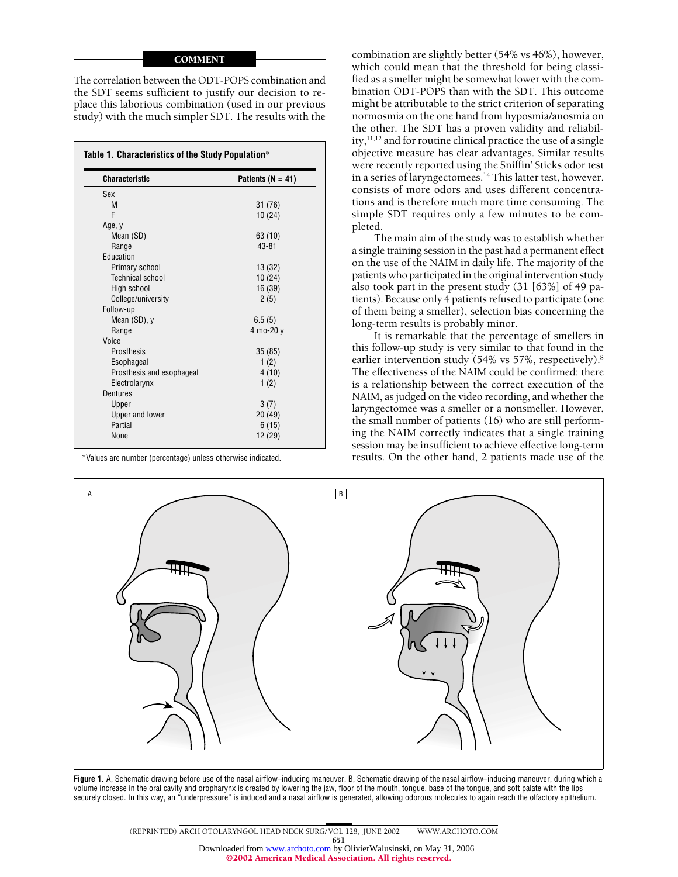## COMMENT

The correlation between the ODT-POPS combination and the SDT seems sufficient to justify our decision to replace this laborious combination (used in our previous study) with the much simpler SDT. The results with the combination are slightly better (54% vs 46%), however, which could mean that the threshold for being classified as a smeller might be somewhat lower with the combination ODT-POPS than with the SDT. This outcome might be attributable to the strict criterion of separating normosmia on the one hand from hyposmia/anosmia on the other. The SDT has a proven validity and reliability,[11,12] and for routine clinical practice the use of a single objective measure has clear advantages. Similar results were recently reported using the Sniffin' Sticks odor test in a series of laryngectomees.[14] This latter test, however, consists of more odors and uses different concentrations and is therefore much more time consuming. The simple SDT requires only a few minutes to be completed.

The main aim of the study was to establish whether a single training session in the past had a permanent effect on the use of the NAIM in daily life. The majority of the patients who participated in the original intervention study also took part in the present study (31 [63%] of 49 patients). Because only 4 patients refused to participate (one of them being a smeller), selection bias concerning the long-term results is probably minor.

It is remarkable that the percentage of smellers in this follow-up study is very similar to that found in the earlier intervention study (54% vs 57%, respectively).[8] The effectiveness of the NAIM could be confirmed: there is a relationship between the correct execution of the NAIM, as judged on the video recording, and whether the laryngectomee was a smeller or a nonsmeller. However, the small number of patients (16) who are still performing the NAIM correctly indicates that a single training session may be insufficient to achieve effective long-term results. On the other hand, 2 patients made use of the

**Table 1. Characteristics of the Study Population***

| Characteristic | Patients (N = 41) |
|---|---|
| Sex | |
| M | 31 (76) |
| F | 10 (24) |
| Age, y | |
| Mean (SD) | 63 (10) |
| Range | 43-81 |
| Education | |
| Primary school | 13 (32) |
| Technical school | 10 (24) |
| High school | 16 (39) |
| College/university | 2 (5) |
| Follow-up | |
| Mean (SD), y | 6.5 (5) |
| Range | 4 mo-20 y |
| Voice | |
| Prosthesis | 35 (85) |
| Esophageal | 1 (2) |
| Prosthesis and esophageal | 4 (10) |
| Electrolarynx | 1 (2) |
| Dentures | |
| Upper | 3 (7) |
| Upper and lower | 20 (49) |
| Partial | 6 (15) |
| None | 12 (29) |

*Values are number (percentage) unless otherwise indicated.

**Figure 1.** A, Schematic drawing before use of the nasal airflow–inducing maneuver. B, Schematic drawing of the nasal airflow–inducing maneuver, during which a volume increase in the oral cavity and oropharynx is created by lowering the jaw, floor of the mouth, tongue, base of the tongue, and soft palate with the lips securely closed. In this way, an "underpressure" is induced and a nasal airflow is generated, allowing odorous molecules to again reach the olfactory epithelium.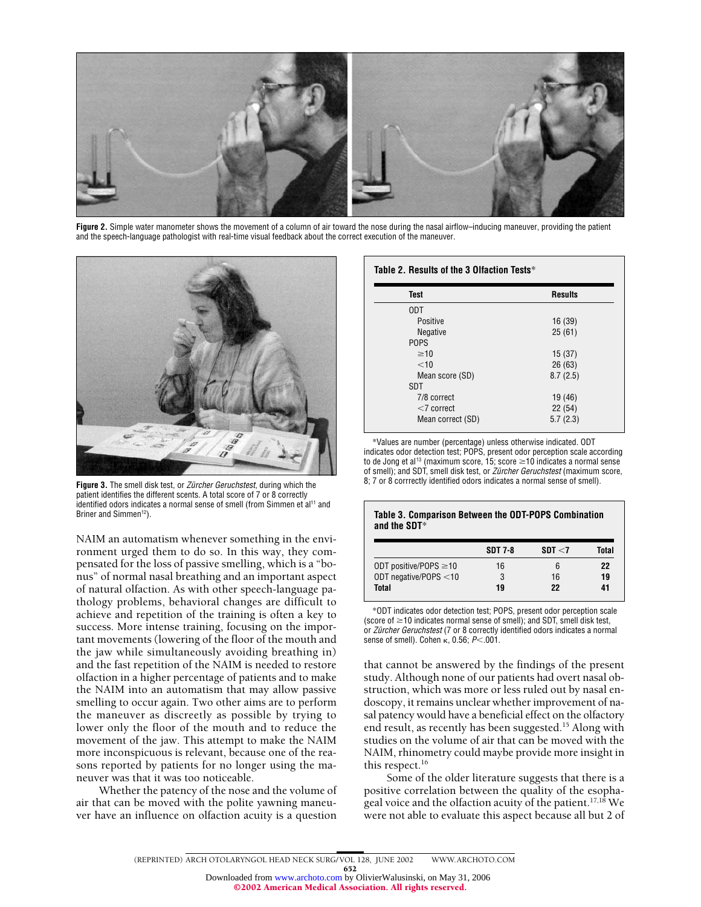**Figure 2.** Simple water manometer shows the movement of a column of air toward the nose during the nasal airflow–inducing maneuver, providing the patient and the speech-language pathologist with real-time visual feedback about the correct execution of the maneuver.

**Figure 3.** The smell disk test, or *Zürcher Geruchstest*, during which the patient identifies the different scents. A total score of 7 or 8 correctly identified odors indicates a normal sense of smell (from Simmen et al[11] and Briner and Simmen[12]).

NAIM an automatism whenever something in the environment urged them to do so. In this way, they compensated for the loss of passive smelling, which is a "bonus" of normal nasal breathing and an important aspect of natural olfaction. As with other speech-language pathology problems, behavioral changes are difficult to achieve and repetition of the training is often a key to success. More intense training, focusing on the important movements (lowering of the floor of the mouth and the jaw while simultaneously avoiding breathing in) and the fast repetition of the NAIM is needed to restore olfaction in a higher percentage of patients and to make the NAIM into an automatism that may allow passive smelling to occur again. Two other aims are to perform the maneuver as discreetly as possible by trying to lower only the floor of the mouth and to reduce the movement of the jaw. This attempt to make the NAIM more inconspicuous is relevant, because one of the reasons reported by patients for no longer using the maneuver was that it was too noticeable.

Whether the patency of the nose and the volume of air that can be moved with the polite yawning maneuver have an influence on olfaction acuity is a question that cannot be answered by the findings of the present study. Although none of our patients had overt nasal obstruction, which was more or less ruled out by nasal endoscopy, it remains unclear whether improvement of nasal patency would have a beneficial effect on the olfactory end result, as recently has been suggested.[15] Along with studies on the volume of air that can be moved with the NAIM, rhinometry could maybe provide more insight in this respect.[16]

Some of the older literature suggests that there is a positive correlation between the quality of the esophageal voice and the olfaction acuity of the patient.[17,18] We were not able to evaluate this aspect because all but 2 of

**Table 2. Results of the 3 Olfaction Tests***

| Test | Results |
|---|---|
| ODT | |
| Positive | 16 (39) |
| Negative | 25 (61) |
| POPS | |
| ≥10 | 15 (37) |
| <10 | 26 (63) |
| Mean score (SD) | 8.7 (2.5) |
| SDT | |
| 7/8 correct | 19 (46) |
| <7 correct | 22 (54) |
| Mean correct (SD) | 5.7 (2.3) |

*Values are number (percentage) unless otherwise indicated. ODT indicates odor detection test; POPS, present odor perception scale according to de Jong et al[13] (maximum score, 15; score ≥10 indicates a normal sense of smell); and SDT, smell disk test, or *Zürcher Geruchstest* (maximum score, 8; 7 or 8 corrrectly identified odors indicates a normal sense of smell).

**Table 3. Comparison Between the ODT-POPS Combination and the SDT***

| | SDT 7-8 | SDT <7 | Total |
|---|---|---|---|
| ODT positive/POPS ≥10 | 16 | 6 | **22** |
| ODT negative/POPS <10 | 3 | 16 | **19** |
| **Total** | **19** | **22** | **41** |

*ODT indicates odor detection test; POPS, present odor perception scale (score of ≥10 indicates normal sense of smell); and SDT, smell disk test, or *Zürcher Geruchstest* (7 or 8 correctly identified odors indicates a normal sense of smell). Cohen κ, 0.56; $P<.001$.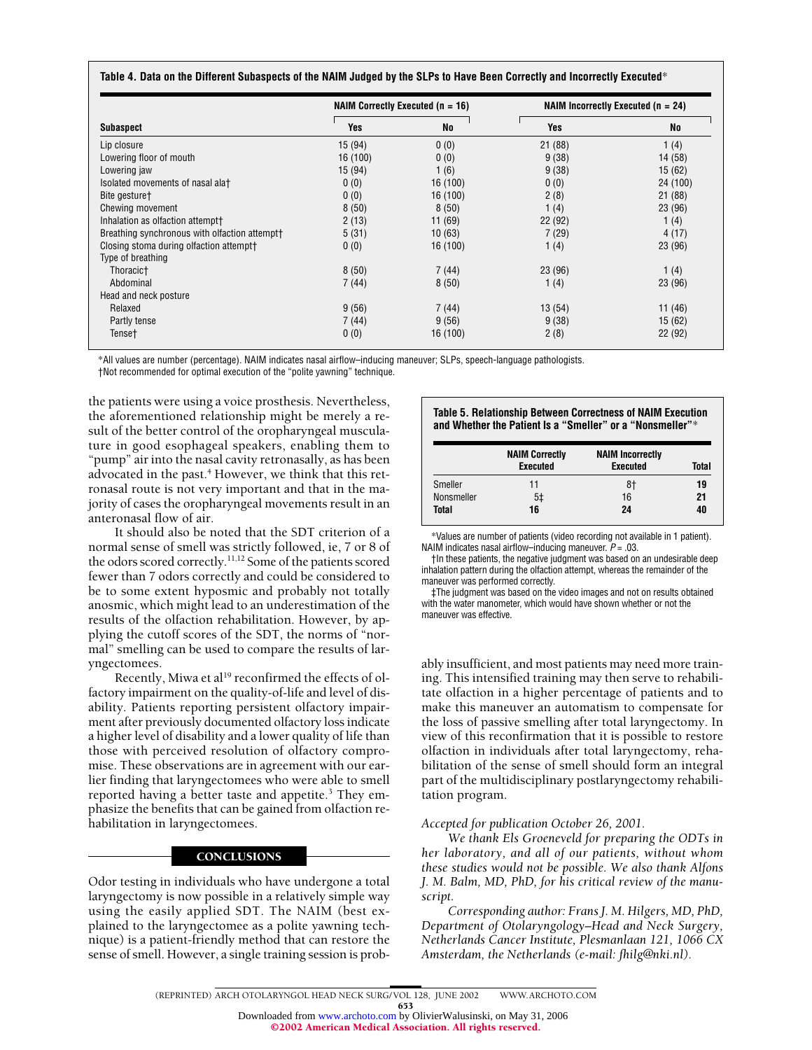**Table 4. Data on the Different Subaspects of the NAIM Judged by the SLPs to Have Been Correctly and Incorrectly Executed***

| Subaspect | NAIM Correctly Executed (n = 16) | | NAIM Incorrectly Executed (n = 24) | |
|---|---|---|---|---|
| | Yes | No | Yes | No |
| Lip closure | 15 (94) | 0 (0) | 21 (88) | 1 (4) |
| Lowering floor of mouth | 16 (100) | 0 (0) | 9 (38) | 14 (58) |
| Lowering jaw | 15 (94) | 1 (6) | 9 (38) | 15 (62) |
| Isolated movements of nasal ala† | 0 (0) | 16 (100) | 0 (0) | 24 (100) |
| Bite gesture† | 0 (0) | 16 (100) | 2 (8) | 21 (88) |
| Chewing movement | 8 (50) | 8 (50) | 1 (4) | 23 (96) |
| Inhalation as olfaction attempt† | 2 (13) | 11 (69) | 22 (92) | 1 (4) |
| Breathing synchronous with olfaction attempt† | 5 (31) | 10 (63) | 7 (29) | 4 (17) |
| Closing stoma during olfaction attempt† | 0 (0) | 16 (100) | 1 (4) | 23 (96) |
| Type of breathing | | | | |
| Thoracic† | 8 (50) | 7 (44) | 23 (96) | 1 (4) |
| Abdominal | 7 (44) | 8 (50) | 1 (4) | 23 (96) |
| Head and neck posture | | | | |
| Relaxed | 9 (56) | 7 (44) | 13 (54) | 11 (46) |
| Partly tense | 7 (44) | 9 (56) | 9 (38) | 15 (62) |
| Tense† | 0 (0) | 16 (100) | 2 (8) | 22 (92) |

*All values are number (percentage). NAIM indicates nasal airflow–inducing maneuver; SLPs, speech-language pathologists.
†Not recommended for optimal execution of the "polite yawning" technique.

the patients were using a voice prosthesis. Nevertheless, the aforementioned relationship might be merely a result of the better control of the oropharyngeal musculature in good esophageal speakers, enabling them to "pump" air into the nasal cavity retronasally, as has been advocated in the past.[4] However, we think that this retronasal route is not very important and that in the majority of cases the oropharyngeal movements result in an anteronasal flow of air.

It should also be noted that the SDT criterion of a normal sense of smell was strictly followed, ie, 7 or 8 of the odors scored correctly.[11,12] Some of the patients scored fewer than 7 odors correctly and could be considered to be to some extent hyposmic and probably not totally anosmic, which might lead to an underestimation of the results of the olfaction rehabilitation. However, by applying the cutoff scores of the SDT, the norms of "normal" smelling can be used to compare the results of laryngectomees.

Recently, Miwa et al[19] reconfirmed the effects of olfactory impairment on the quality-of-life and level of disability. Patients reporting persistent olfactory impairment after previously documented olfactory loss indicate a higher level of disability and a lower quality of life than those with perceived resolution of olfactory compromise. These observations are in agreement with our earlier finding that laryngectomees who were able to smell reported having a better taste and appetite.[3] They emphasize the benefits that can be gained from olfaction rehabilitation in laryngectomees.

**Table 5. Relationship Between Correctness of NAIM Execution and Whether the Patient Is a "Smeller" or a "Nonsmeller"***

| | NAIM Correctly Executed | NAIM Incorrectly Executed | Total |
|---|---|---|---|
| Smeller | 11 | 8† | **19** |
| Nonsmeller | 5‡ | 16 | **21** |
| **Total** | **16** | **24** | **40** |

*Values are number of patients (video recording not available in 1 patient). NAIM indicates nasal airflow–inducing maneuver. $P = .03$.
†In these patients, the negative judgment was based on an undesirable deep inhalation pattern during the olfaction attempt, whereas the remainder of the maneuver was performed correctly.
‡The judgment was based on the video images and not on results obtained with the water manometer, which would have shown whether or not the maneuver was effective.

## CONCLUSIONS

Odor testing in individuals who have undergone a total laryngectomy is now possible in a relatively simple way using the easily applied SDT. The NAIM (best explained to the laryngectomee as a polite yawning technique) is a patient-friendly method that can restore the sense of smell. However, a single training session is probably insufficient, and most patients may need more training. This intensified training may then serve to rehabilitate olfaction in a higher percentage of patients and to make this maneuver an automatism to compensate for the loss of passive smelling after total laryngectomy. In view of this reconfirmation that it is possible to restore olfaction in individuals after total laryngectomy, rehabilitation of the sense of smell should form an integral part of the multidisciplinary postlaryngectomy rehabilitation program.

*Accepted for publication October 26, 2001.*

*We thank Els Groeneveld for preparing the ODTs in her laboratory, and all of our patients, without whom these studies would not be possible. We also thank Alfons J. M. Balm, MD, PhD, for his critical review of the manuscript.*

*Corresponding author: Frans J. M. Hilgers, MD, PhD, Department of Otolaryngology–Head and Neck Surgery, Netherlands Cancer Institute, Plesmanlaan 121, 1066 CX Amsterdam, the Netherlands (e-mail: fhilg@nki.nl).*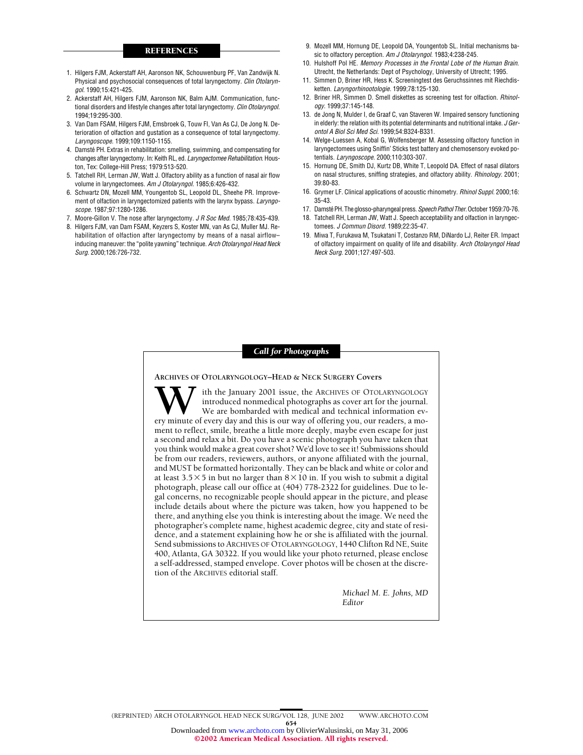## REFERENCES

1. Hilgers FJM, Ackerstaff AH, Aaronson NK, Schouwenburg PF, Van Zandwijk N. Physical and psychosocial consequences of total laryngectomy. *Clin Otolaryngol.* 1990;15:421-425.
2. Ackerstaff AH, Hilgers FJM, Aaronson NK, Balm AJM. Communication, functional disorders and lifestyle changes after total laryngectomy. *Clin Otolaryngol.* 1994;19:295-300.
3. Van Dam FSAM, Hilgers FJM, Emsbroek G, Touw FI, Van As CJ, De Jong N. Deterioration of olfaction and gustation as a consequence of total laryngectomy. *Laryngoscope.* 1999;109:1150-1155.
4. Damsté PH. Extras in rehabilitation: smelling, swimming, and compensating for changes after laryngectomy. In: Keith RL, ed. *Laryngectomee Rehabilitation.* Houston, Tex: College-Hill Press; 1979:513-520.
5. Tatchell RH, Lerman JW, Watt J. Olfactory ability as a function of nasal air flow volume in laryngectomees. *Am J Otolaryngol.* 1985;6:426-432.
6. Schwartz DN, Mozell MM, Youngentob SL, Leopold DL, Sheehe PR. Improvement of olfaction in laryngectomized patients with the larynx bypass. *Laryngoscope.* 1987;97:1280-1286.
7. Moore-Gillon V. The nose after laryngectomy. *J R Soc Med.* 1985;78:435-439.
8. Hilgers FJM, van Dam FSAM, Keyzers S, Koster MN, van As CJ, Muller MJ. Rehabilitation of olfaction after laryngectomy by means of a nasal airflow–inducing maneuver: the "polite yawning" technique. *Arch Otolaryngol Head Neck Surg.* 2000;126:726-732.
9. Mozell MM, Hornung DE, Leopold DA, Youngentob SL. Initial mechanisms basic to olfactory perception. *Am J Otolaryngol.* 1983;4:238-245.
10. Hulshoff Pol HE. *Memory Processes in the Frontal Lobe of the Human Brain.* Utrecht, the Netherlands: Dept of Psychology, University of Utrecht; 1995.
11. Simmen D, Briner HR, Hess K. Screeningtest des Geruchssinnes mit Riechdisketten. *Laryngorhinootologie.* 1999;78:125-130.
12. Briner HR, Simmen D. Smell diskettes as screening test for olfaction. *Rhinology.* 1999;37:145-148.
13. de Jong N, Mulder I, de Graaf C, van Staveren W. Impaired sensory functioning in elderly: the relation with its potential determinants and nutritional intake. *J Gerontol A Biol Sci Med Sci.* 1999;54:B324-B331.
14. Welge-Luessen A, Kobal G, Wolfensberger M. Assessing olfactory function in laryngectomees using Sniffin' Sticks test battery and chemosensory evoked potentials. *Laryngoscope.* 2000;110:303-307.
15. Hornung DE, Smith DJ, Kurtz DB, White T, Leopold DA. Effect of nasal dilators on nasal structures, sniffing strategies, and olfactory ability. *Rhinology.* 2001;39:80-83.
16. Grymer LF. Clinical applications of acoustic rhinometry. *Rhinol Suppl.* 2000;16:35-43.
17. Damsté PH. The glosso-pharyngeal press. *Speech Pathol Ther.* October 1959:70-76.
18. Tatchell RH, Lerman JW, Watt J. Speech acceptability and olfaction in laryngectomees. *J Commun Disord.* 1989;22:35-47.
19. Miwa T, Furukawa M, Tsukatani T, Costanzo RM, DiNardo LJ, Reiter ER. Impact of olfactory impairment on quality of life and disability. *Arch Otolaryngol Head Neck Surg.* 2001;127:497-503.

## *Call for Photographs*

**ARCHIVES OF OTOLARYNGOLOGY–HEAD & NECK SURGERY Covers**

With the January 2001 issue, the ARCHIVES OF OTOLARYNGOLOGY introduced nonmedical photographs as cover art for the journal. We are bombarded with medical and technical information every minute of every day and this is our way of offering you, our readers, a moment to reflect, smile, breathe a little more deeply, maybe even escape for just a second and relax a bit. Do you have a scenic photograph you have taken that you think would make a great cover shot? We'd love to see it! Submissions should be from our readers, reviewers, authors, or anyone affiliated with the journal, and MUST be formatted horizontally. They can be black and white or color and at least $3.5 \times 5$ in but no larger than $8 \times 10$ in. If you wish to submit a digital photograph, please call our office at (404) 778-2322 for guidelines. Due to legal concerns, no recognizable people should appear in the picture, and please include details about where the picture was taken, how you happened to be there, and anything else you think is interesting about the image. We need the photographer's complete name, highest academic degree, city and state of residence, and a statement explaining how he or she is affiliated with the journal. Send submissions to ARCHIVES OF OTOLARYNGOLOGY, 1440 Clifton Rd NE, Suite 400, Atlanta, GA 30322. If you would like your photo returned, please enclose a self-addressed, stamped envelope. Cover photos will be chosen at the discretion of the ARCHIVES editorial staff.

*Michael M. E. Johns, MD*
*Editor*